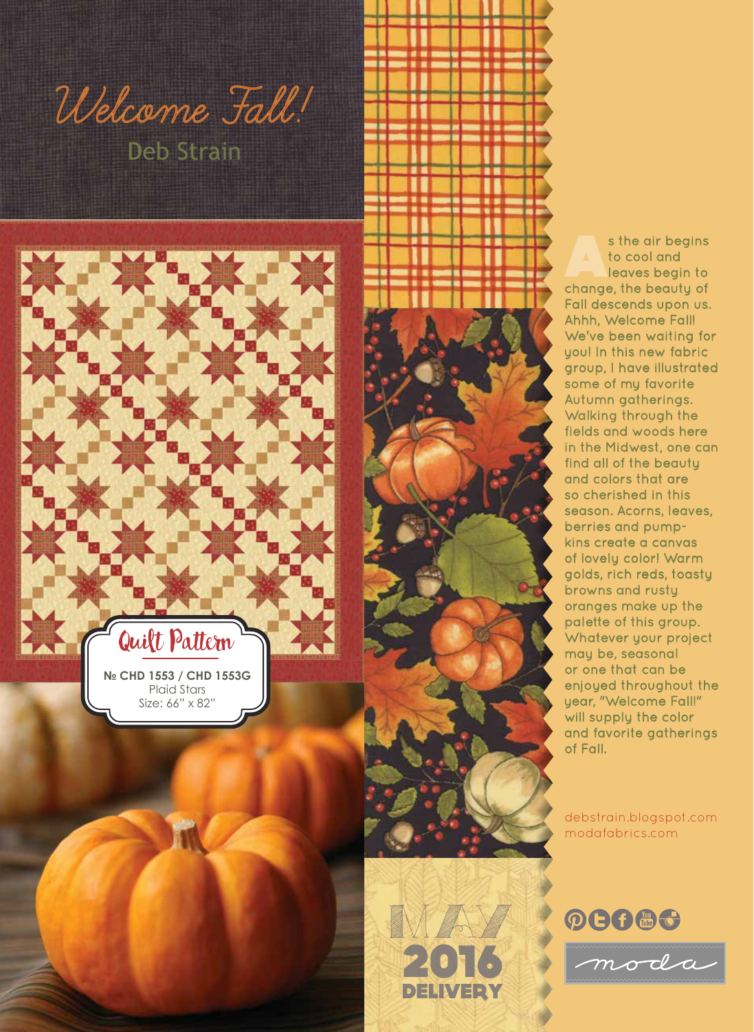# Welcome Fall!

## Deb Strain

**Quilt Pattern**

**№ CHD 1553 / CHD 1553G**
Plaid Stars
Size: 66" x 82"

As the air begins to cool and leaves begin to change, the beauty of Fall descends upon us. Ahhh, Welcome Fall! We've been waiting for you! In this new fabric group, I have illustrated some of my favorite Autumn gatherings. Walking through the fields and woods here in the Midwest, one can find all of the beauty and colors that are so cherished in this season. Acorns, leaves, berries and pumpkins create a canvas of lovely color! Warm golds, rich reds, toasty browns and rusty oranges make up the palette of this group. Whatever your project may be, seasonal or one that can be enjoyed throughout the year, "Welcome Fall!" will supply the color and favorite gatherings of Fall.

debstrain.blogspot.com
modafabrics.com

MAY 2016 DELIVERY

moda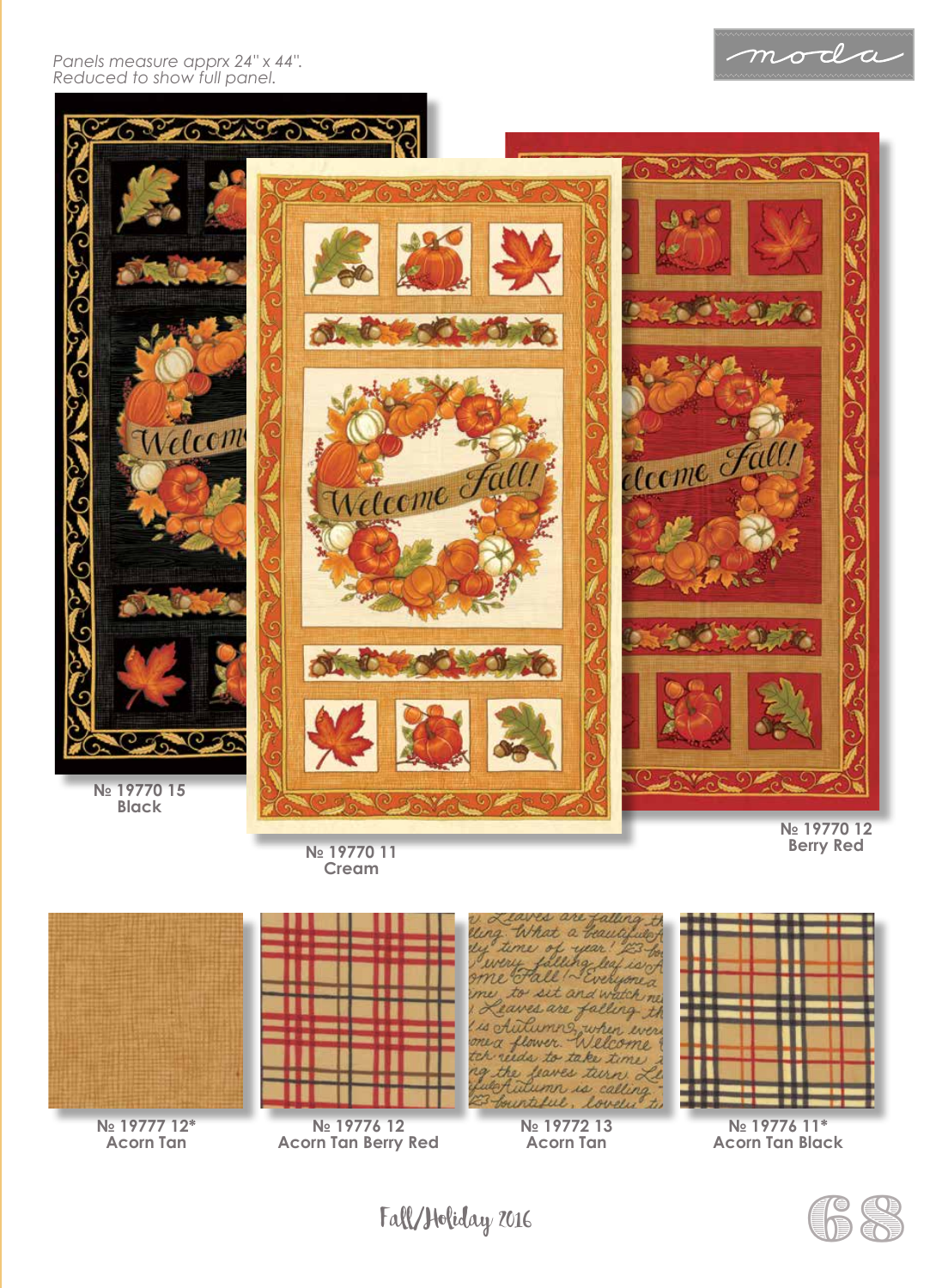*Panels measure apprx 24" x 44".*
*Reduced to show full panel.*

moda

№ 19770 15
Black

№ 19770 11
Cream

№ 19770 12
Berry Red

№ 19777 12*
Acorn Tan

№ 19776 12
Acorn Tan Berry Red

№ 19772 13
Acorn Tan

№ 19776 11*
Acorn Tan Black

Fall/Holiday 2016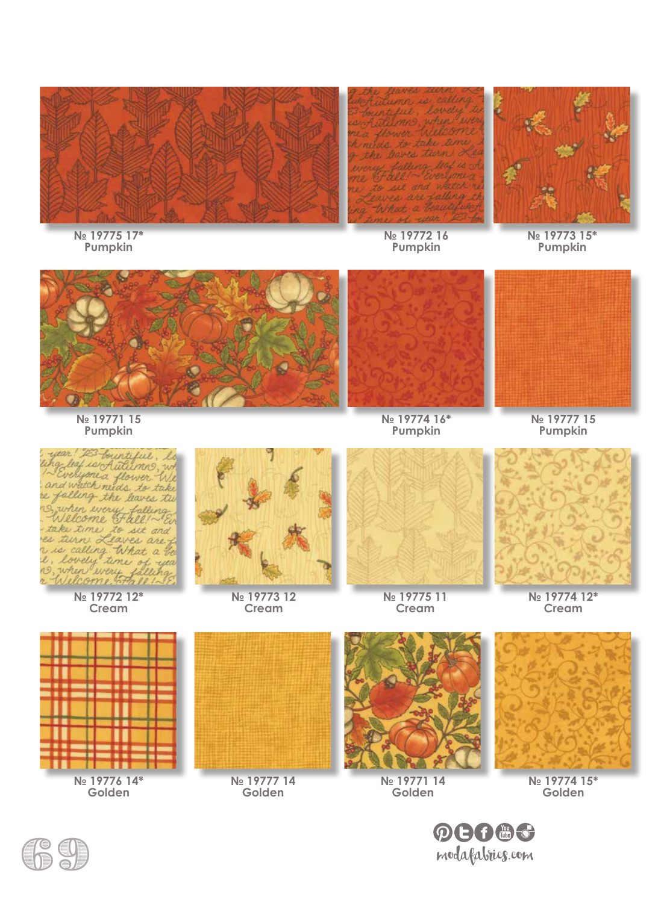№ 19775 17*
Pumpkin

№ 19772 16
Pumpkin

№ 19773 15*
Pumpkin

№ 19771 15
Pumpkin

№ 19774 16*
Pumpkin

№ 19777 15
Pumpkin

№ 19772 12*
Cream

№ 19773 12
Cream

№ 19775 11
Cream

№ 19774 12*
Cream

№ 19776 14*
Golden

№ 19777 14
Golden

№ 19771 14
Golden

№ 19774 15*
Golden

modafabrics.com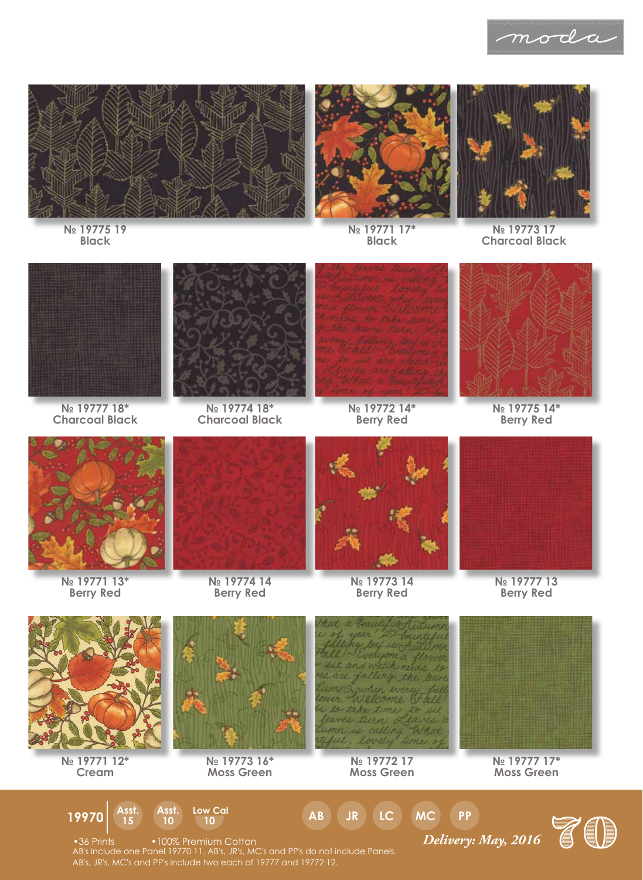№ 19775 19
Black

№ 19771 17*
Black

№ 19773 17
Charcoal Black

№ 19777 18*
Charcoal Black

№ 19774 18*
Charcoal Black

№ 19772 14*
Berry Red

№ 19775 14*
Berry Red

№ 19771 13*
Berry Red

№ 19774 14
Berry Red

№ 19773 14
Berry Red

№ 19777 13
Berry Red

№ 19771 12*
Cream

№ 19773 16*
Moss Green

№ 19772 17
Moss Green

№ 19777 17*
Moss Green

19970 | Asst. 15 | Asst. 10 | Low Cal 10 | AB | JR | LC | MC | PP

•36 Prints •100% Premium Cotton

AB's include one Panel 19770 11. AB's, JR's, MC's and PP's do not include Panels.

AB's, JR's, MC's and PP's include two each of 19777 and 19772 12.

*Delivery: May, 2016*